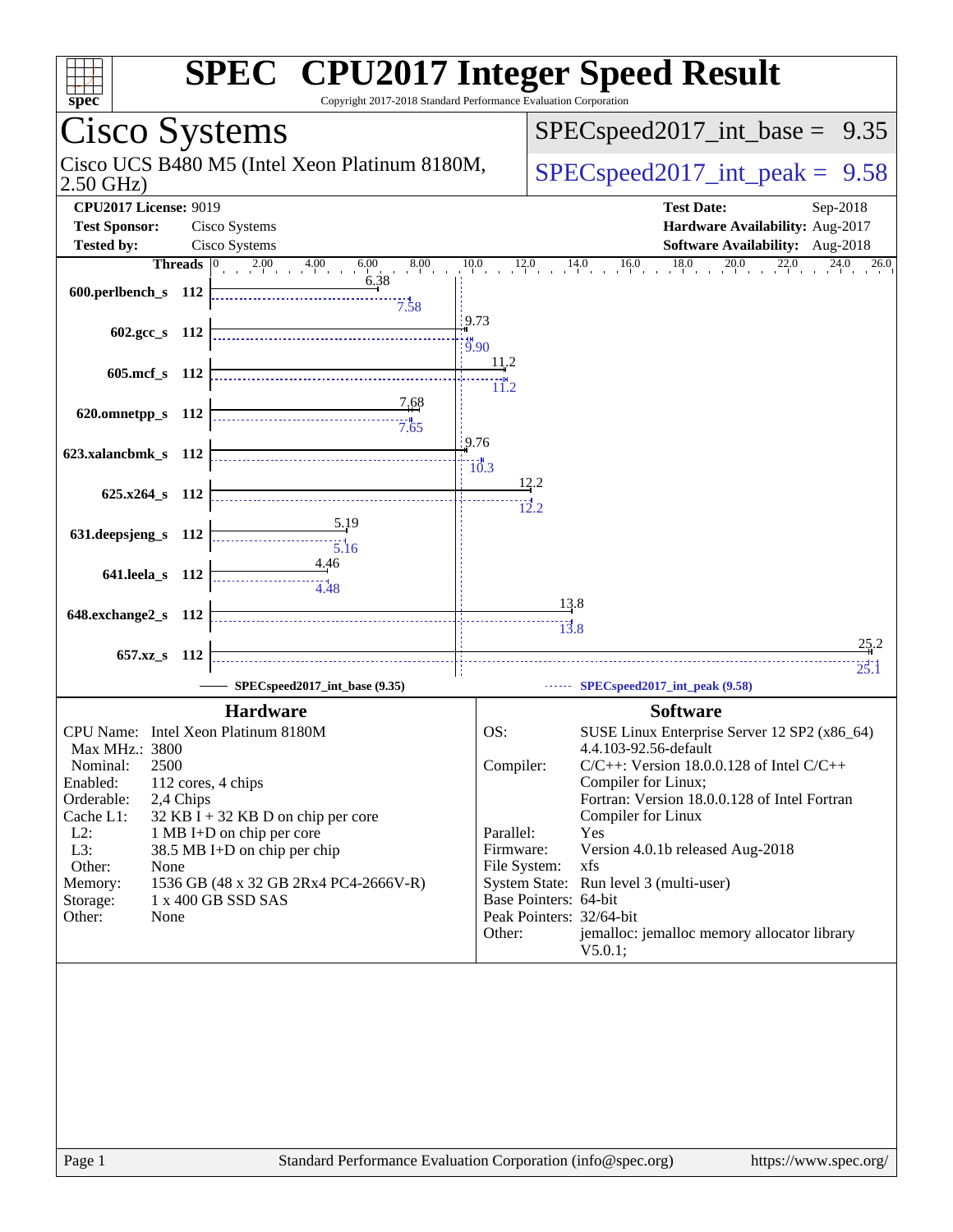# SPEC CPU2017 Integer Speed Result

Copyright 2017-2018 Standard Performance Evaluation Corporation

## Cisco Systems

Cisco UCS B480 M5 (Intel Xeon Platinum 8180M, 2.50 GHz)

SPECspeed2017_int_base = 9.35

SPECspeed2017_int_peak = 9.58

**CPU2017 License:** 9019
**Test Sponsor:** Cisco Systems
**Tested by:** Cisco Systems

**Test Date:** Sep-2018
**Hardware Availability:** Aug-2017
**Software Availability:** Aug-2018

| Benchmark | Threads | Base | Peak |
|---|---|---|---|
| 600.perlbench_s | 112 | 6.38 | 7.58 |
| 602.gcc_s | 112 | 9.73 | 9.90 |
| 605.mcf_s | 112 | 11.2 | 11.2 |
| 620.omnetpp_s | 112 | 7.68 | 7.65 |
| 623.xalancbmk_s | 112 | 9.76 | 10.3 |
| 625.x264_s | 112 | 12.2 | 12.2 |
| 631.deepsjeng_s | 112 | 5.19 | 5.16 |
| 641.leela_s | 112 | 4.46 | 4.48 |
| 648.exchange2_s | 112 | 13.8 | 13.8 |
| 657.xz_s | 112 | 25.2 | 25.1 |

SPECspeed2017_int_base (9.35) — SPECspeed2017_int_peak (9.58)

### Hardware

- CPU Name: Intel Xeon Platinum 8180M
- Max MHz.: 3800
- Nominal: 2500
- Enabled: 112 cores, 4 chips
- Orderable: 2,4 Chips
- Cache L1: 32 KB I + 32 KB D on chip per core
- L2: 1 MB I+D on chip per core
- L3: 38.5 MB I+D on chip per chip
- Other: None
- Memory: 1536 GB (48 x 32 GB 2Rx4 PC4-2666V-R)
- Storage: 1 x 400 GB SSD SAS
- Other: None

### Software

- OS: SUSE Linux Enterprise Server 12 SP2 (x86_64) 4.4.103-92.56-default
- Compiler: C/C++: Version 18.0.0.128 of Intel C/C++ Compiler for Linux; Fortran: Version 18.0.0.128 of Intel Fortran Compiler for Linux
- Parallel: Yes
- Firmware: Version 4.0.1b released Aug-2018
- File System: xfs
- System State: Run level 3 (multi-user)
- Base Pointers: 64-bit
- Peak Pointers: 32/64-bit
- Other: jemalloc: jemalloc memory allocator library V5.0.1;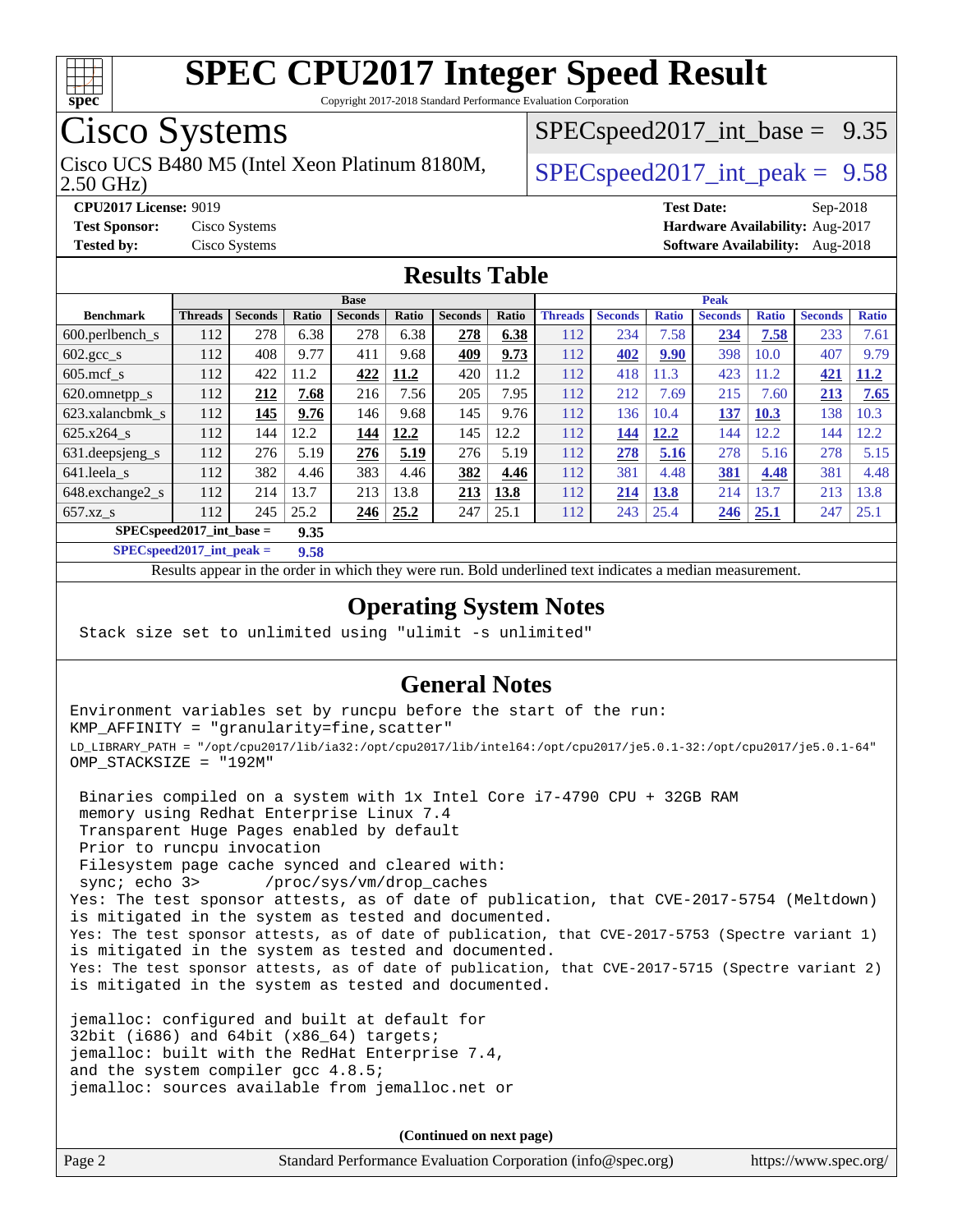# SPEC CPU2017 Integer Speed Result

Copyright 2017-2018 Standard Performance Evaluation Corporation

## Cisco Systems

Cisco UCS B480 M5 (Intel Xeon Platinum 8180M, 2.50 GHz)

SPECspeed2017_int_base = 9.35

SPECspeed2017_int_peak = 9.58

**CPU2017 License:** 9019
**Test Sponsor:** Cisco Systems
**Tested by:** Cisco Systems

**Test Date:** Sep-2018
**Hardware Availability:** Aug-2017
**Software Availability:** Aug-2018

## Results Table

| Benchmark | Base | | | | | | | Peak | | | | | | |
|---|---|---|---|---|---|---|---|---|---|---|---|---|---|---|
| | Threads | Seconds | Ratio | Seconds | Ratio | Seconds | Ratio | Threads | Seconds | Ratio | Seconds | Ratio | Seconds | Ratio |
| 600.perlbench_s | 112 | 278 | 6.38 | 278 | 6.38 | **278** | **6.38** | 112 | 234 | 7.58 | **234** | **7.58** | 233 | 7.61 |
| 602.gcc_s | 112 | 408 | 9.77 | 411 | 9.68 | **409** | **9.73** | 112 | **402** | **9.90** | 398 | 10.0 | 407 | 9.79 |
| 605.mcf_s | 112 | 422 | 11.2 | **422** | **11.2** | 420 | 11.2 | 112 | 418 | 11.3 | 423 | 11.2 | **421** | **11.2** |
| 620.omnetpp_s | 112 | **212** | **7.68** | 216 | 7.56 | 205 | 7.95 | 112 | 212 | 7.69 | 215 | 7.60 | **213** | **7.65** |
| 623.xalancbmk_s | 112 | **145** | **9.76** | 146 | 9.68 | 145 | 9.76 | 112 | 136 | 10.4 | **137** | **10.3** | 138 | 10.3 |
| 625.x264_s | 112 | 144 | 12.2 | **144** | **12.2** | 145 | 12.2 | 112 | **144** | **12.2** | 144 | 12.2 | 144 | 12.2 |
| 631.deepsjeng_s | 112 | 276 | 5.19 | **276** | **5.19** | 276 | 5.19 | 112 | **278** | **5.16** | 278 | 5.16 | 278 | 5.15 |
| 641.leela_s | 112 | 382 | 4.46 | 383 | 4.46 | **382** | **4.46** | 112 | 381 | 4.48 | **381** | **4.48** | 381 | 4.48 |
| 648.exchange2_s | 112 | 214 | 13.7 | 213 | 13.8 | **213** | **13.8** | 112 | **214** | **13.8** | 214 | 13.7 | 213 | 13.8 |
| 657.xz_s | 112 | 245 | 25.2 | **246** | **25.2** | 247 | 25.1 | 112 | 243 | 25.4 | **246** | **25.1** | 247 | 25.1 |

SPECspeed2017_int_base = **9.35**

SPECspeed2017_int_peak = **9.58**

Results appear in the order in which they were run. Bold underlined text indicates a median measurement.

## Operating System Notes

```
Stack size set to unlimited using "ulimit -s unlimited"
```

## General Notes

```
Environment variables set by runcpu before the start of the run:
KMP_AFFINITY = "granularity=fine,scatter"
LD_LIBRARY_PATH = "/opt/cpu2017/lib/ia32:/opt/cpu2017/lib/intel64:/opt/cpu2017/je5.0.1-32:/opt/cpu2017/je5.0.1-64"
OMP_STACKSIZE = "192M"

 Binaries compiled on a system with 1x Intel Core i7-4790 CPU + 32GB RAM
 memory using Redhat Enterprise Linux 7.4
 Transparent Huge Pages enabled by default
 Prior to runcpu invocation
 Filesystem page cache synced and cleared with:
 sync; echo 3>       /proc/sys/vm/drop_caches
Yes: The test sponsor attests, as of date of publication, that CVE-2017-5754 (Meltdown)
is mitigated in the system as tested and documented.
Yes: The test sponsor attests, as of date of publication, that CVE-2017-5753 (Spectre variant 1)
is mitigated in the system as tested and documented.
Yes: The test sponsor attests, as of date of publication, that CVE-2017-5715 (Spectre variant 2)
is mitigated in the system as tested and documented.

jemalloc: configured and built at default for
32bit (i686) and 64bit (x86_64) targets;
jemalloc: built with the RedHat Enterprise 7.4,
and the system compiler gcc 4.8.5;
jemalloc: sources available from jemalloc.net or
```

**(Continued on next page)**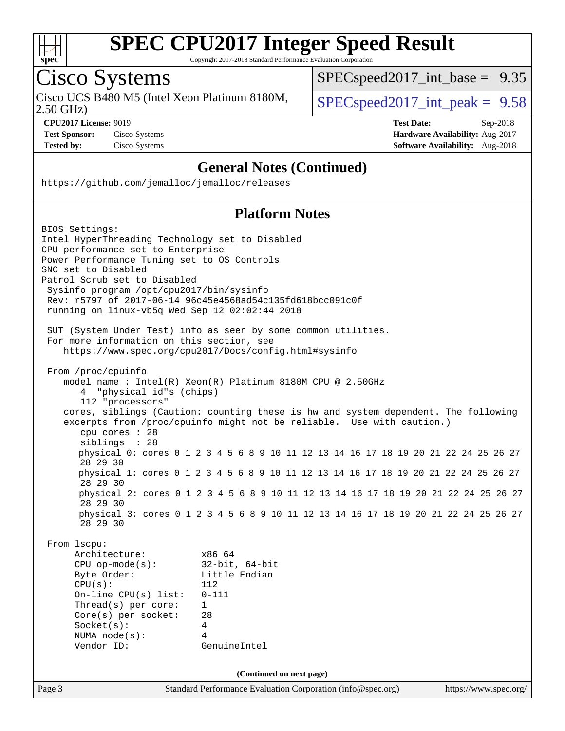# SPEC CPU2017 Integer Speed Result

Copyright 2017-2018 Standard Performance Evaluation Corporation

## Cisco Systems

Cisco UCS B480 M5 (Intel Xeon Platinum 8180M, 2.50 GHz)

SPECspeed2017_int_base = 9.35

SPECspeed2017_int_peak = 9.58

**CPU2017 License:** 9019
**Test Sponsor:** Cisco Systems
**Tested by:** Cisco Systems

**Test Date:** Sep-2018
**Hardware Availability:** Aug-2017
**Software Availability:** Aug-2018

### General Notes (Continued)

```
https://github.com/jemalloc/jemalloc/releases
```

### Platform Notes

```
BIOS Settings:
Intel HyperThreading Technology set to Disabled
CPU performance set to Enterprise
Power Performance Tuning set to OS Controls
SNC set to Disabled
Patrol Scrub set to Disabled
 Sysinfo program /opt/cpu2017/bin/sysinfo
 Rev: r5797 of 2017-06-14 96c45e4568ad54c135fd618bcc091c0f
 running on linux-vb5q Wed Sep 12 02:02:44 2018

 SUT (System Under Test) info as seen by some common utilities.
 For more information on this section, see
    https://www.spec.org/cpu2017/Docs/config.html#sysinfo

 From /proc/cpuinfo
    model name : Intel(R) Xeon(R) Platinum 8180M CPU @ 2.50GHz
       4  "physical id"s (chips)
       112 "processors"
    cores, siblings (Caution: counting these is hw and system dependent. The following
    excerpts from /proc/cpuinfo might not be reliable.  Use with caution.)
       cpu cores : 28
       siblings  : 28
       physical 0: cores 0 1 2 3 4 5 6 8 9 10 11 12 13 14 16 17 18 19 20 21 22 24 25 26 27
       28 29 30
       physical 1: cores 0 1 2 3 4 5 6 8 9 10 11 12 13 14 16 17 18 19 20 21 22 24 25 26 27
       28 29 30
       physical 2: cores 0 1 2 3 4 5 6 8 9 10 11 12 13 14 16 17 18 19 20 21 22 24 25 26 27
       28 29 30
       physical 3: cores 0 1 2 3 4 5 6 8 9 10 11 12 13 14 16 17 18 19 20 21 22 24 25 26 27
       28 29 30

 From lscpu:
      Architecture:          x86_64
      CPU op-mode(s):        32-bit, 64-bit
      Byte Order:            Little Endian
      CPU(s):                112
      On-line CPU(s) list:   0-111
      Thread(s) per core:    1
      Core(s) per socket:    28
      Socket(s):             4
      NUMA node(s):          4
      Vendor ID:             GenuineIntel
```

(Continued on next page)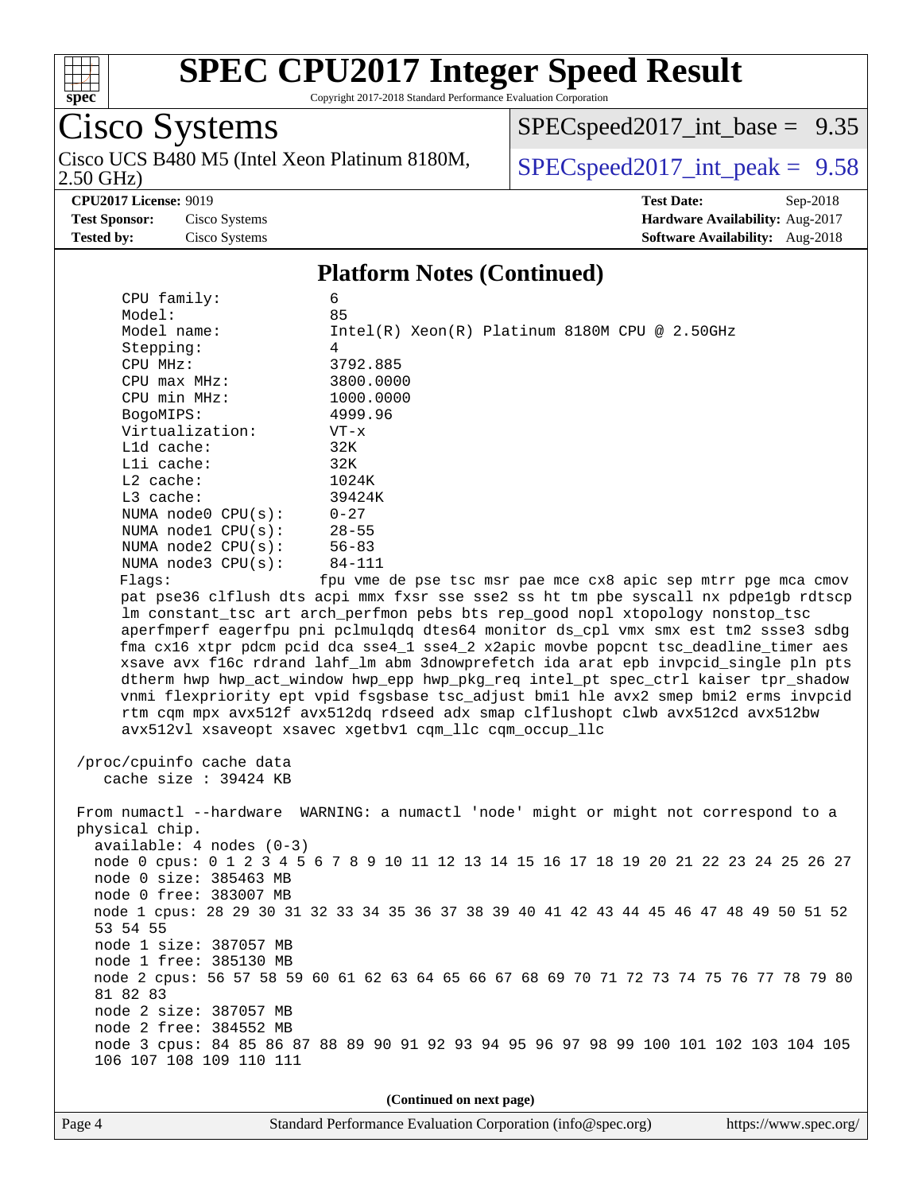## Platform Notes (Continued)

```
    CPU family:            6
    Model:                 85
    Model name:            Intel(R) Xeon(R) Platinum 8180M CPU @ 2.50GHz
    Stepping:              4
    CPU MHz:               3792.885
    CPU max MHz:           3800.0000
    CPU min MHz:           1000.0000
    BogoMIPS:              4999.96
    Virtualization:        VT-x
    L1d cache:             32K
    L1i cache:             32K
    L2 cache:              1024K
    L3 cache:              39424K
    NUMA node0 CPU(s):     0-27
    NUMA node1 CPU(s):     28-55
    NUMA node2 CPU(s):     56-83
    NUMA node3 CPU(s):     84-111
    Flags:                 fpu vme de pse tsc msr pae mce cx8 apic sep mtrr pge mca cmov
    pat pse36 clflush dts acpi mmx fxsr sse sse2 ss ht tm pbe syscall nx pdpe1gb rdtscp
    lm constant_tsc art arch_perfmon pebs bts rep_good nopl xtopology nonstop_tsc
    aperfmperf eagerfpu pni pclmulqdq dtes64 monitor ds_cpl vmx smx est tm2 ssse3 sdbg
    fma cx16 xtpr pdcm pcid dca sse4_1 sse4_2 x2apic movbe popcnt tsc_deadline_timer aes
    xsave avx f16c rdrand lahf_lm abm 3dnowprefetch ida arat epb invpcid_single pln pts
    dtherm hwp hwp_act_window hwp_epp hwp_pkg_req intel_pt spec_ctrl kaiser tpr_shadow
    vnmi flexpriority ept vpid fsgsbase tsc_adjust bmi1 hle avx2 smep bmi2 erms invpcid
    rtm cqm mpx avx512f avx512dq rdseed adx smap clflushopt clwb avx512cd avx512bw
    avx512vl xsaveopt xsavec xgetbv1 cqm_llc cqm_occup_llc

 /proc/cpuinfo cache data
    cache size : 39424 KB

 From numactl --hardware  WARNING: a numactl 'node' might or might not correspond to a
 physical chip.
   available: 4 nodes (0-3)
   node 0 cpus: 0 1 2 3 4 5 6 7 8 9 10 11 12 13 14 15 16 17 18 19 20 21 22 23 24 25 26 27
   node 0 size: 385463 MB
   node 0 free: 383007 MB
   node 1 cpus: 28 29 30 31 32 33 34 35 36 37 38 39 40 41 42 43 44 45 46 47 48 49 50 51 52
   53 54 55
   node 1 size: 387057 MB
   node 1 free: 385130 MB
   node 2 cpus: 56 57 58 59 60 61 62 63 64 65 66 67 68 69 70 71 72 73 74 75 76 77 78 79 80
   81 82 83
   node 2 size: 387057 MB
   node 2 free: 384552 MB
   node 3 cpus: 84 85 86 87 88 89 90 91 92 93 94 95 96 97 98 99 100 101 102 103 104 105
   106 107 108 109 110 111
```

(Continued on next page)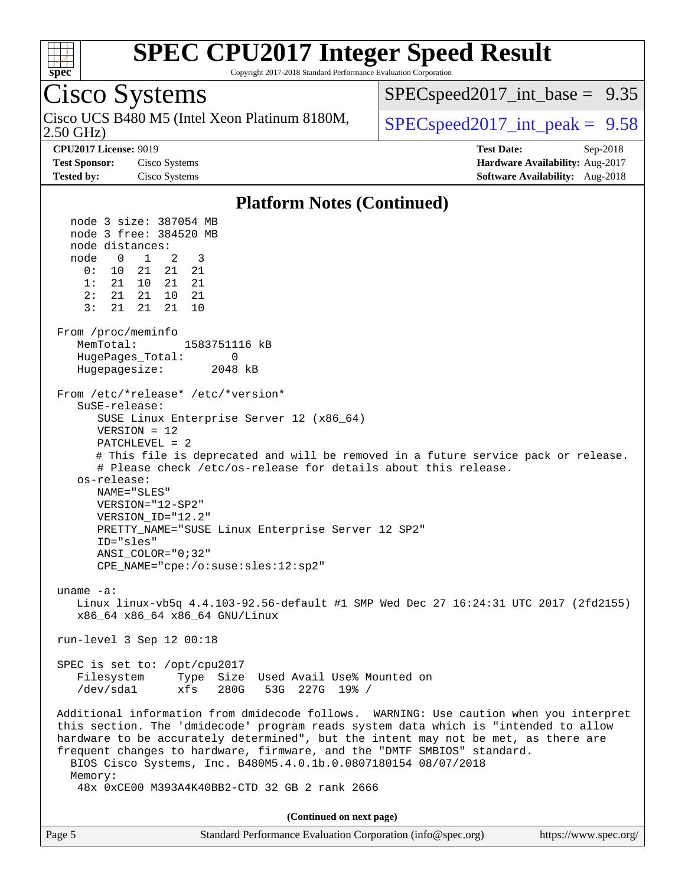# SPEC CPU2017 Integer Speed Result

Copyright 2017-2018 Standard Performance Evaluation Corporation

## Cisco Systems

Cisco UCS B480 M5 (Intel Xeon Platinum 8180M, 2.50 GHz)

SPECspeed2017_int_base = 9.35

SPECspeed2017_int_peak = 9.58

**CPU2017 License:** 9019
**Test Sponsor:** Cisco Systems
**Tested by:** Cisco Systems

**Test Date:** Sep-2018
**Hardware Availability:** Aug-2017
**Software Availability:** Aug-2018

### Platform Notes (Continued)

```
   node 3 size: 387054 MB
   node 3 free: 384520 MB
   node distances:
   node   0   1   2   3
     0:  10  21  21  21
     1:  21  10  21  21
     2:  21  21  10  21
     3:  21  21  21  10

 From /proc/meminfo
    MemTotal:       1583751116 kB
    HugePages_Total:       0
    Hugepagesize:       2048 kB

 From /etc/*release* /etc/*version*
    SuSE-release:
       SUSE Linux Enterprise Server 12 (x86_64)
       VERSION = 12
       PATCHLEVEL = 2
       # This file is deprecated and will be removed in a future service pack or release.
       # Please check /etc/os-release for details about this release.
    os-release:
       NAME="SLES"
       VERSION="12-SP2"
       VERSION_ID="12.2"
       PRETTY_NAME="SUSE Linux Enterprise Server 12 SP2"
       ID="sles"
       ANSI_COLOR="0;32"
       CPE_NAME="cpe:/o:suse:sles:12:sp2"

 uname -a:
    Linux linux-vb5q 4.4.103-92.56-default #1 SMP Wed Dec 27 16:24:31 UTC 2017 (2fd2155)
    x86_64 x86_64 x86_64 GNU/Linux

 run-level 3 Sep 12 00:18

 SPEC is set to: /opt/cpu2017
    Filesystem     Type  Size  Used Avail Use% Mounted on
    /dev/sda1      xfs   280G   53G  227G  19% /

 Additional information from dmidecode follows.  WARNING: Use caution when you interpret
 this section. The 'dmidecode' program reads system data which is "intended to allow
 hardware to be accurately determined", but the intent may not be met, as there are
 frequent changes to hardware, firmware, and the "DMTF SMBIOS" standard.
   BIOS Cisco Systems, Inc. B480M5.4.0.1b.0.0807180154 08/07/2018
   Memory:
    48x 0xCE00 M393A4K40BB2-CTD 32 GB 2 rank 2666
```

**(Continued on next page)**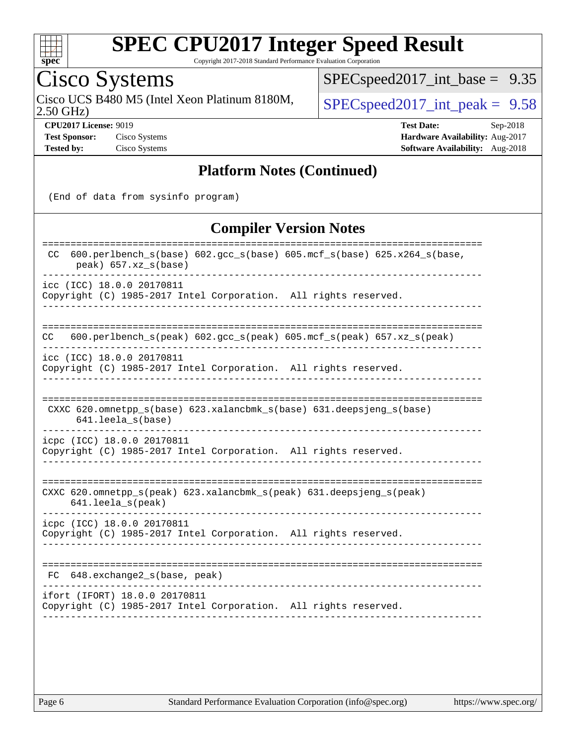## Platform Notes (Continued)

```
(End of data from sysinfo program)
```

## Compiler Version Notes

```
==============================================================================
 CC  600.perlbench_s(base) 602.gcc_s(base) 605.mcf_s(base) 625.x264_s(base,
      peak) 657.xz_s(base)
------------------------------------------------------------------------------
icc (ICC) 18.0.0 20170811
Copyright (C) 1985-2017 Intel Corporation.  All rights reserved.
------------------------------------------------------------------------------

==============================================================================
CC   600.perlbench_s(peak) 602.gcc_s(peak) 605.mcf_s(peak) 657.xz_s(peak)
------------------------------------------------------------------------------
icc (ICC) 18.0.0 20170811
Copyright (C) 1985-2017 Intel Corporation.  All rights reserved.
------------------------------------------------------------------------------

==============================================================================
 CXXC 620.omnetpp_s(base) 623.xalancbmk_s(base) 631.deepsjeng_s(base)
      641.leela_s(base)
------------------------------------------------------------------------------
icpc (ICC) 18.0.0 20170811
Copyright (C) 1985-2017 Intel Corporation.  All rights reserved.
------------------------------------------------------------------------------

==============================================================================
CXXC 620.omnetpp_s(peak) 623.xalancbmk_s(peak) 631.deepsjeng_s(peak)
     641.leela_s(peak)
------------------------------------------------------------------------------
icpc (ICC) 18.0.0 20170811
Copyright (C) 1985-2017 Intel Corporation.  All rights reserved.
------------------------------------------------------------------------------

==============================================================================
 FC  648.exchange2_s(base, peak)
------------------------------------------------------------------------------
ifort (IFORT) 18.0.0 20170811
Copyright (C) 1985-2017 Intel Corporation.  All rights reserved.
------------------------------------------------------------------------------
```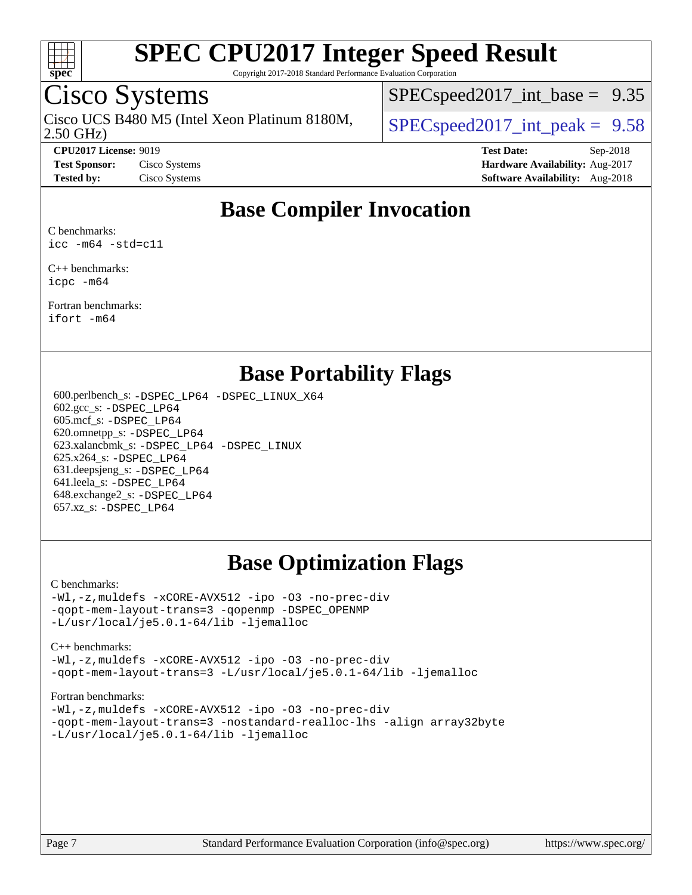# SPEC CPU2017 Integer Speed Result

Copyright 2017-2018 Standard Performance Evaluation Corporation

## Cisco Systems

Cisco UCS B480 M5 (Intel Xeon Platinum 8180M, 2.50 GHz)

SPECspeed2017_int_base = 9.35

SPECspeed2017_int_peak = 9.58

**CPU2017 License:** 9019
**Test Sponsor:** Cisco Systems
**Tested by:** Cisco Systems

**Test Date:** Sep-2018
**Hardware Availability:** Aug-2017
**Software Availability:** Aug-2018

## Base Compiler Invocation

C benchmarks:
```
icc -m64 -std=c11
```

C++ benchmarks:
```
icpc -m64
```

Fortran benchmarks:
```
ifort -m64
```

## Base Portability Flags

600.perlbench_s: `-DSPEC_LP64 -DSPEC_LINUX_X64`
602.gcc_s: `-DSPEC_LP64`
605.mcf_s: `-DSPEC_LP64`
620.omnetpp_s: `-DSPEC_LP64`
623.xalancbmk_s: `-DSPEC_LP64 -DSPEC_LINUX`
625.x264_s: `-DSPEC_LP64`
631.deepsjeng_s: `-DSPEC_LP64`
641.leela_s: `-DSPEC_LP64`
648.exchange2_s: `-DSPEC_LP64`
657.xz_s: `-DSPEC_LP64`

## Base Optimization Flags

C benchmarks:
```
-Wl,-z,muldefs -xCORE-AVX512 -ipo -O3 -no-prec-div
-qopt-mem-layout-trans=3 -qopenmp -DSPEC_OPENMP
-L/usr/local/je5.0.1-64/lib -ljemalloc
```

C++ benchmarks:
```
-Wl,-z,muldefs -xCORE-AVX512 -ipo -O3 -no-prec-div
-qopt-mem-layout-trans=3 -L/usr/local/je5.0.1-64/lib -ljemalloc
```

Fortran benchmarks:
```
-Wl,-z,muldefs -xCORE-AVX512 -ipo -O3 -no-prec-div
-qopt-mem-layout-trans=3 -nostandard-realloc-lhs -align array32byte
-L/usr/local/je5.0.1-64/lib -ljemalloc
```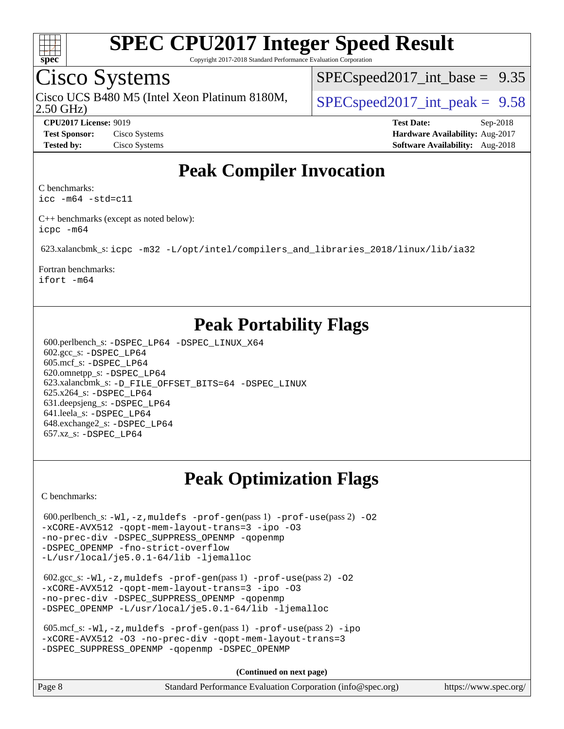# Peak Compiler Invocation

C benchmarks:
icc -m64 -std=c11

C++ benchmarks (except as noted below):
icpc -m64

623.xalancbmk_s: icpc -m32 -L/opt/intel/compilers_and_libraries_2018/linux/lib/ia32

Fortran benchmarks:
ifort -m64

# Peak Portability Flags

600.perlbench_s: -DSPEC_LP64 -DSPEC_LINUX_X64
602.gcc_s: -DSPEC_LP64
605.mcf_s: -DSPEC_LP64
620.omnetpp_s: -DSPEC_LP64
623.xalancbmk_s: -D_FILE_OFFSET_BITS=64 -DSPEC_LINUX
625.x264_s: -DSPEC_LP64
631.deepsjeng_s: -DSPEC_LP64
641.leela_s: -DSPEC_LP64
648.exchange2_s: -DSPEC_LP64
657.xz_s: -DSPEC_LP64

# Peak Optimization Flags

C benchmarks:

600.perlbench_s: -Wl,-z,muldefs -prof-gen(pass 1) -prof-use(pass 2) -O2 -xCORE-AVX512 -qopt-mem-layout-trans=3 -ipo -O3 -no-prec-div -DSPEC_SUPPRESS_OPENMP -qopenmp -DSPEC_OPENMP -fno-strict-overflow -L/usr/local/je5.0.1-64/lib -ljemalloc

602.gcc_s: -Wl,-z,muldefs -prof-gen(pass 1) -prof-use(pass 2) -O2 -xCORE-AVX512 -qopt-mem-layout-trans=3 -ipo -O3 -no-prec-div -DSPEC_SUPPRESS_OPENMP -qopenmp -DSPEC_OPENMP -L/usr/local/je5.0.1-64/lib -ljemalloc

605.mcf_s: -Wl,-z,muldefs -prof-gen(pass 1) -prof-use(pass 2) -ipo -xCORE-AVX512 -O3 -no-prec-div -qopt-mem-layout-trans=3 -DSPEC_SUPPRESS_OPENMP -qopenmp -DSPEC_OPENMP

(Continued on next page)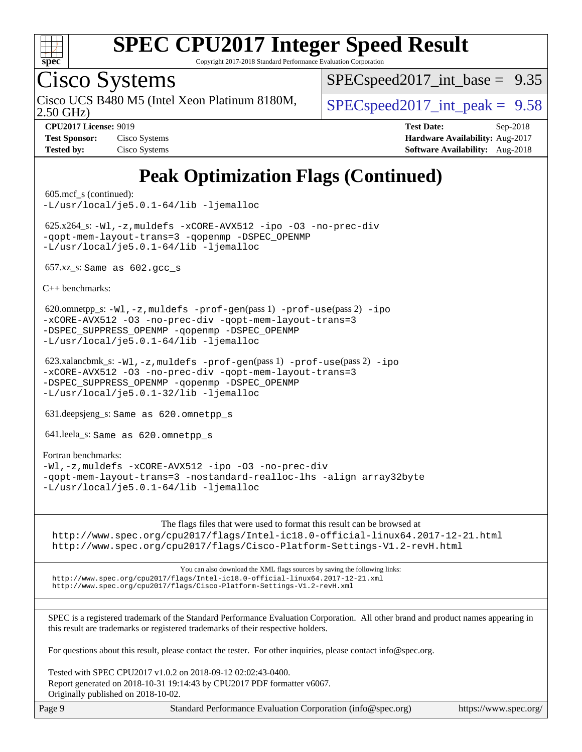# Peak Optimization Flags (Continued)

605.mcf_s (continued):
-L/usr/local/je5.0.1-64/lib -ljemalloc

625.x264_s: -Wl,-z,muldefs -xCORE-AVX512 -ipo -O3 -no-prec-div
-qopt-mem-layout-trans=3 -qopenmp -DSPEC_OPENMP
-L/usr/local/je5.0.1-64/lib -ljemalloc

657.xz_s: Same as 602.gcc_s

C++ benchmarks:

620.omnetpp_s: -Wl,-z,muldefs -prof-gen(pass 1) -prof-use(pass 2) -ipo
-xCORE-AVX512 -O3 -no-prec-div -qopt-mem-layout-trans=3
-DSPEC_SUPPRESS_OPENMP -qopenmp -DSPEC_OPENMP
-L/usr/local/je5.0.1-64/lib -ljemalloc

623.xalancbmk_s: -Wl,-z,muldefs -prof-gen(pass 1) -prof-use(pass 2) -ipo
-xCORE-AVX512 -O3 -no-prec-div -qopt-mem-layout-trans=3
-DSPEC_SUPPRESS_OPENMP -qopenmp -DSPEC_OPENMP
-L/usr/local/je5.0.1-32/lib -ljemalloc

631.deepsjeng_s: Same as 620.omnetpp_s

641.leela_s: Same as 620.omnetpp_s

Fortran benchmarks:
-Wl,-z,muldefs -xCORE-AVX512 -ipo -O3 -no-prec-div
-qopt-mem-layout-trans=3 -nostandard-realloc-lhs -align array32byte
-L/usr/local/je5.0.1-64/lib -ljemalloc

The flags files that were used to format this result can be browsed at
http://www.spec.org/cpu2017/flags/Intel-ic18.0-official-linux64.2017-12-21.html
http://www.spec.org/cpu2017/flags/Cisco-Platform-Settings-V1.2-revH.html

You can also download the XML flags sources by saving the following links:
http://www.spec.org/cpu2017/flags/Intel-ic18.0-official-linux64.2017-12-21.xml
http://www.spec.org/cpu2017/flags/Cisco-Platform-Settings-V1.2-revH.xml

SPEC is a registered trademark of the Standard Performance Evaluation Corporation. All other brand and product names appearing in this result are trademarks or registered trademarks of their respective holders.

For questions about this result, please contact the tester. For other inquiries, please contact info@spec.org.

Tested with SPEC CPU2017 v1.0.2 on 2018-09-12 02:02:43-0400.
Report generated on 2018-10-31 19:14:43 by CPU2017 PDF formatter v6067.
Originally published on 2018-10-02.